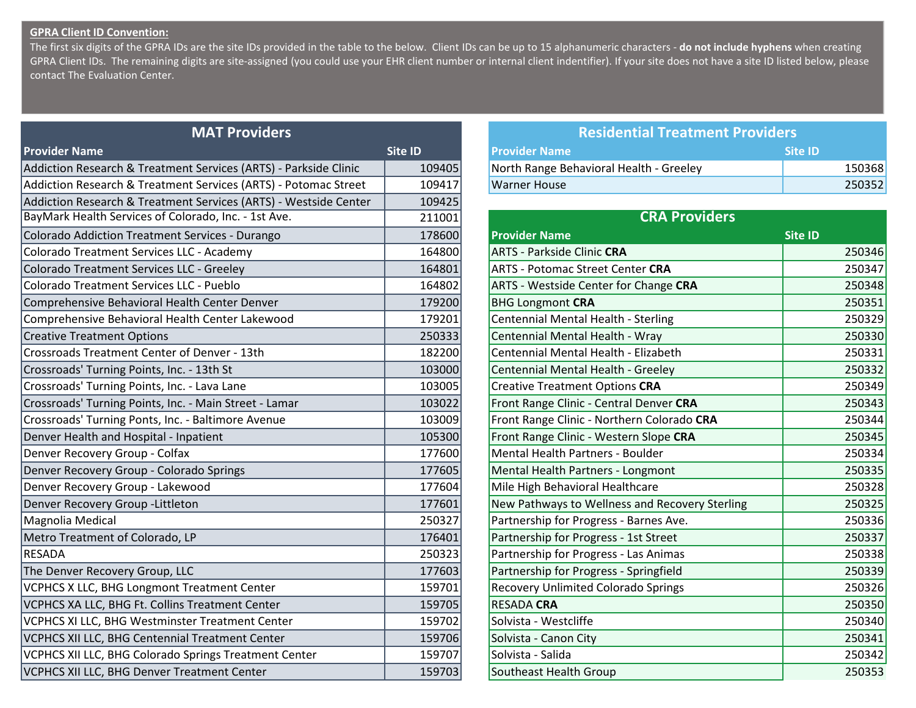**GPRA Client ID Convention:**

The first six digits of the GPRA IDs are the site IDs provided in the table to the below. Client IDs can be up to 15 alphanumeric characters - **do not include hyphens** when creating GPRA Client IDs. The remaining digits are site-assigned (you could use your EHR client number or internal client indentifier). If your site does not have a site ID listed below, please contact The Evaluation Center.

## MAT Providers

| Provider Name | Site ID |
|---|---|
| Addiction Research & Treatment Services (ARTS) - Parkside Clinic | 109405 |
| Addiction Research & Treatment Services (ARTS) - Potomac Street | 109417 |
| Addiction Research & Treatment Services (ARTS) - Westside Center | 109425 |
| BayMark Health Services of Colorado, Inc. - 1st Ave. | 211001 |
| Colorado Addiction Treatment Services - Durango | 178600 |
| Colorado Treatment Services LLC - Academy | 164800 |
| Colorado Treatment Services LLC - Greeley | 164801 |
| Colorado Treatment Services LLC - Pueblo | 164802 |
| Comprehensive Behavioral Health Center Denver | 179200 |
| Comprehensive Behavioral Health Center Lakewood | 179201 |
| Creative Treatment Options | 250333 |
| Crossroads Treatment Center of Denver - 13th | 182200 |
| Crossroads' Turning Points, Inc. - 13th St | 103000 |
| Crossroads' Turning Points, Inc. - Lava Lane | 103005 |
| Crossroads' Turning Points, Inc. - Main Street - Lamar | 103022 |
| Crossroads' Turning Ponts, Inc. - Baltimore Avenue | 103009 |
| Denver Health and Hospital - Inpatient | 105300 |
| Denver Recovery Group - Colfax | 177600 |
| Denver Recovery Group - Colorado Springs | 177605 |
| Denver Recovery Group - Lakewood | 177604 |
| Denver Recovery Group -Littleton | 177601 |
| Magnolia Medical | 250327 |
| Metro Treatment of Colorado, LP | 176401 |
| RESADA | 250323 |
| The Denver Recovery Group, LLC | 177603 |
| VCPHCS X LLC, BHG Longmont Treatment Center | 159701 |
| VCPHCS XA LLC, BHG Ft. Collins Treatment Center | 159705 |
| VCPHCS XI LLC, BHG Westminster Treatment Center | 159702 |
| VCPHCS XII LLC, BHG Centennial Treatment Center | 159706 |
| VCPHCS XII LLC, BHG Colorado Springs Treatment Center | 159707 |
| VCPHCS XII LLC, BHG Denver Treatment Center | 159703 |

## Residential Treatment Providers

| Provider Name | Site ID |
|---|---|
| North Range Behavioral Health - Greeley | 150368 |
| Warner House | 250352 |

## CRA Providers

| Provider Name | Site ID |
|---|---|
| ARTS - Parkside Clinic **CRA** | 250346 |
| ARTS - Potomac Street Center **CRA** | 250347 |
| ARTS - Westside Center for Change **CRA** | 250348 |
| BHG Longmont **CRA** | 250351 |
| Centennial Mental Health - Sterling | 250329 |
| Centennial Mental Health - Wray | 250330 |
| Centennial Mental Health - Elizabeth | 250331 |
| Centennial Mental Health - Greeley | 250332 |
| Creative Treatment Options **CRA** | 250349 |
| Front Range Clinic - Central Denver **CRA** | 250343 |
| Front Range Clinic - Northern Colorado **CRA** | 250344 |
| Front Range Clinic - Western Slope **CRA** | 250345 |
| Mental Health Partners - Boulder | 250334 |
| Mental Health Partners - Longmont | 250335 |
| Mile High Behavioral Healthcare | 250328 |
| New Pathways to Wellness and Recovery Sterling | 250325 |
| Partnership for Progress - Barnes Ave. | 250336 |
| Partnership for Progress - 1st Street | 250337 |
| Partnership for Progress - Las Animas | 250338 |
| Partnership for Progress - Springfield | 250339 |
| Recovery Unlimited Colorado Springs | 250326 |
| RESADA **CRA** | 250350 |
| Solvista - Westcliffe | 250340 |
| Solvista - Canon City | 250341 |
| Solvista - Salida | 250342 |
| Southeast Health Group | 250353 |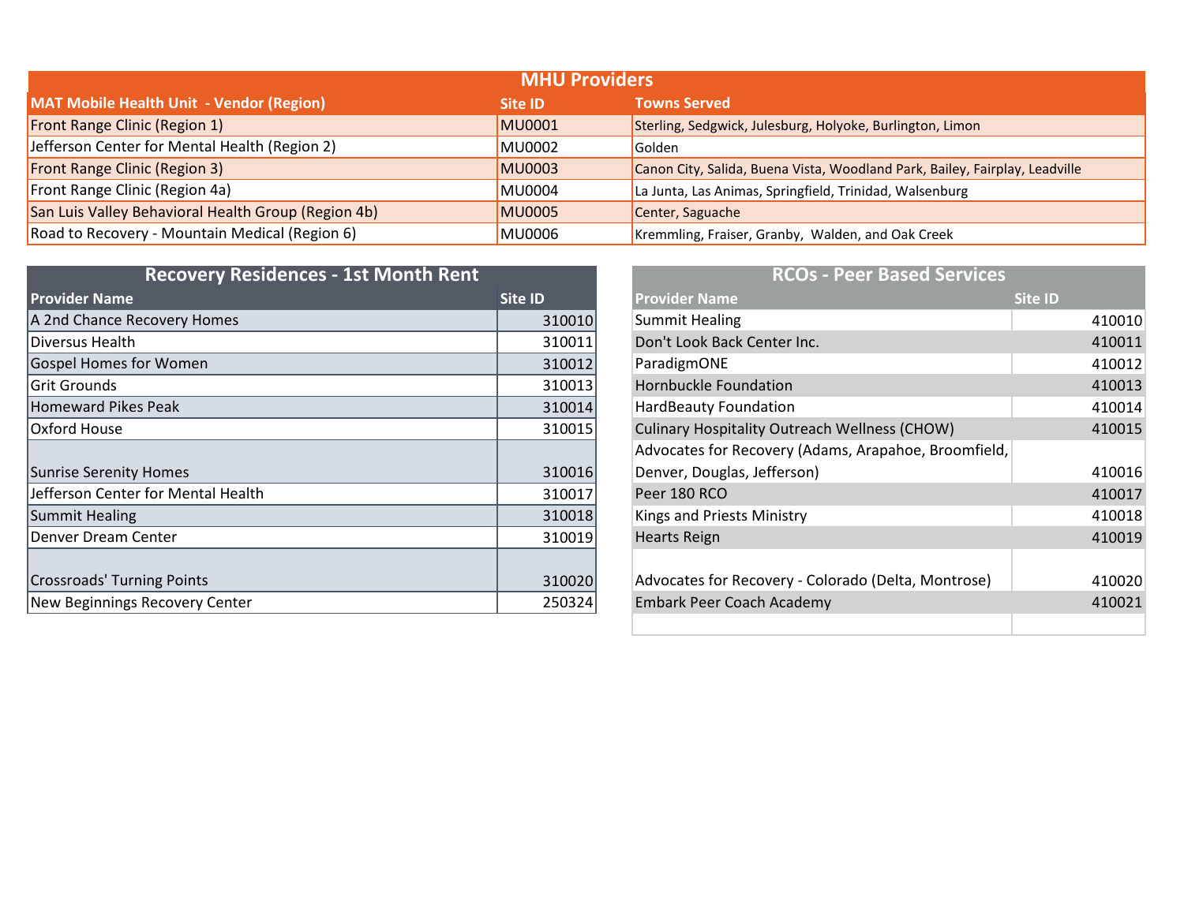## MHU Providers

| MAT Mobile Health Unit - Vendor (Region) | Site ID | Towns Served |
| --- | --- | --- |
| Front Range Clinic (Region 1) | MU0001 | Sterling, Sedgwick, Julesburg, Holyoke, Burlington, Limon |
| Jefferson Center for Mental Health (Region 2) | MU0002 | Golden |
| Front Range Clinic (Region 3) | MU0003 | Canon City, Salida, Buena Vista, Woodland Park, Bailey, Fairplay, Leadville |
| Front Range Clinic (Region 4a) | MU0004 | La Junta, Las Animas, Springfield, Trinidad, Walsenburg |
| San Luis Valley Behavioral Health Group (Region 4b) | MU0005 | Center, Saguache |
| Road to Recovery - Mountain Medical (Region 6) | MU0006 | Kremmling, Fraiser, Granby, Walden, and Oak Creek |

## Recovery Residences - 1st Month Rent

| Provider Name | Site ID |
| --- | --- |
| A 2nd Chance Recovery Homes | 310010 |
| Diversus Health | 310011 |
| Gospel Homes for Women | 310012 |
| Grit Grounds | 310013 |
| Homeward Pikes Peak | 310014 |
| Oxford House | 310015 |
| Sunrise Serenity Homes | 310016 |
| Jefferson Center for Mental Health | 310017 |
| Summit Healing | 310018 |
| Denver Dream Center | 310019 |
| Crossroads' Turning Points | 310020 |
| New Beginnings Recovery Center | 250324 |

## RCOs - Peer Based Services

| Provider Name | Site ID |
| --- | --- |
| Summit Healing | 410010 |
| Don't Look Back Center Inc. | 410011 |
| ParadigmONE | 410012 |
| Hornbuckle Foundation | 410013 |
| HardBeauty Foundation | 410014 |
| Culinary Hospitality Outreach Wellness (CHOW) | 410015 |
| Advocates for Recovery (Adams, Arapahoe, Broomfield, Denver, Douglas, Jefferson) | 410016 |
| Peer 180 RCO | 410017 |
| Kings and Priests Ministry | 410018 |
| Hearts Reign | 410019 |
| Advocates for Recovery - Colorado (Delta, Montrose) | 410020 |
| Embark Peer Coach Academy | 410021 |